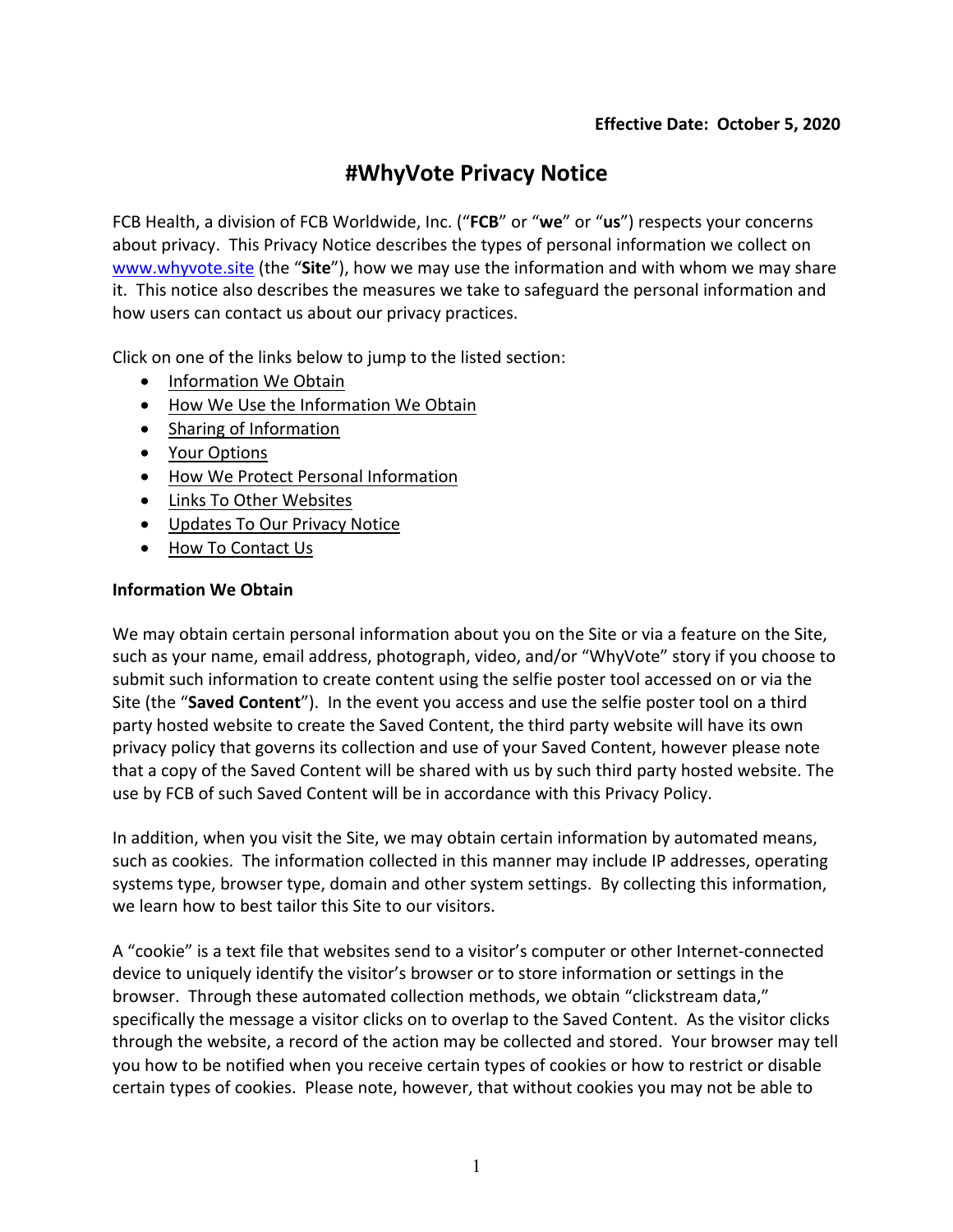**Effective Date: October 5, 2020**

# #WhyVote Privacy Notice

FCB Health, a division of FCB Worldwide, Inc. ("**FCB**" or "**we**" or "**us**") respects your concerns about privacy. This Privacy Notice describes the types of personal information we collect on [www.whyvote.site](http://www.whyvote.site) (the "**Site**"), how we may use the information and with whom we may share it. This notice also describes the measures we take to safeguard the personal information and how users can contact us about our privacy practices.

Click on one of the links below to jump to the listed section:

- Information We Obtain
- How We Use the Information We Obtain
- Sharing of Information
- Your Options
- How We Protect Personal Information
- Links To Other Websites
- Updates To Our Privacy Notice
- How To Contact Us

**Information We Obtain**

We may obtain certain personal information about you on the Site or via a feature on the Site, such as your name, email address, photograph, video, and/or "WhyVote" story if you choose to submit such information to create content using the selfie poster tool accessed on or via the Site (the "**Saved Content**"). In the event you access and use the selfie poster tool on a third party hosted website to create the Saved Content, the third party website will have its own privacy policy that governs its collection and use of your Saved Content, however please note that a copy of the Saved Content will be shared with us by such third party hosted website. The use by FCB of such Saved Content will be in accordance with this Privacy Policy.

In addition, when you visit the Site, we may obtain certain information by automated means, such as cookies. The information collected in this manner may include IP addresses, operating systems type, browser type, domain and other system settings. By collecting this information, we learn how to best tailor this Site to our visitors.

A "cookie" is a text file that websites send to a visitor's computer or other Internet-connected device to uniquely identify the visitor's browser or to store information or settings in the browser. Through these automated collection methods, we obtain "clickstream data," specifically the message a visitor clicks on to overlap to the Saved Content. As the visitor clicks through the website, a record of the action may be collected and stored. Your browser may tell you how to be notified when you receive certain types of cookies or how to restrict or disable certain types of cookies. Please note, however, that without cookies you may not be able to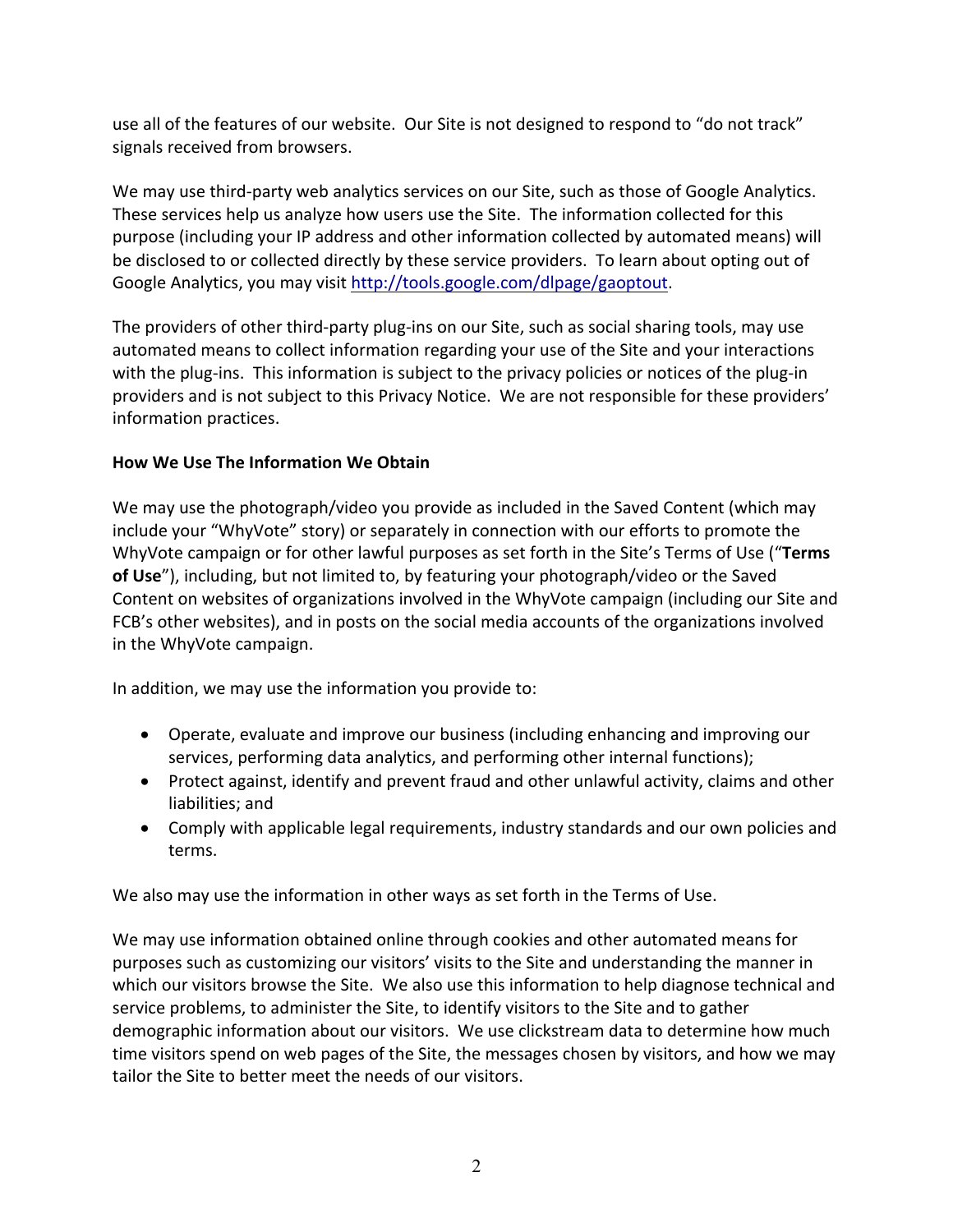use all of the features of our website. Our Site is not designed to respond to "do not track" signals received from browsers.

We may use third-party web analytics services on our Site, such as those of Google Analytics. These services help us analyze how users use the Site. The information collected for this purpose (including your IP address and other information collected by automated means) will be disclosed to or collected directly by these service providers. To learn about opting out of Google Analytics, you may visit [http://tools.google.com/dlpage/gaoptout](http://tools.google.com/dlpage/gaoptout).

The providers of other third-party plug-ins on our Site, such as social sharing tools, may use automated means to collect information regarding your use of the Site and your interactions with the plug-ins. This information is subject to the privacy policies or notices of the plug-in providers and is not subject to this Privacy Notice. We are not responsible for these providers' information practices.

**How We Use The Information We Obtain**

We may use the photograph/video you provide as included in the Saved Content (which may include your "WhyVote" story) or separately in connection with our efforts to promote the WhyVote campaign or for other lawful purposes as set forth in the Site's Terms of Use ("**Terms of Use**"), including, but not limited to, by featuring your photograph/video or the Saved Content on websites of organizations involved in the WhyVote campaign (including our Site and FCB's other websites), and in posts on the social media accounts of the organizations involved in the WhyVote campaign.

In addition, we may use the information you provide to:

- Operate, evaluate and improve our business (including enhancing and improving our services, performing data analytics, and performing other internal functions);
- Protect against, identify and prevent fraud and other unlawful activity, claims and other liabilities; and
- Comply with applicable legal requirements, industry standards and our own policies and terms.

We also may use the information in other ways as set forth in the Terms of Use.

We may use information obtained online through cookies and other automated means for purposes such as customizing our visitors' visits to the Site and understanding the manner in which our visitors browse the Site. We also use this information to help diagnose technical and service problems, to administer the Site, to identify visitors to the Site and to gather demographic information about our visitors. We use clickstream data to determine how much time visitors spend on web pages of the Site, the messages chosen by visitors, and how we may tailor the Site to better meet the needs of our visitors.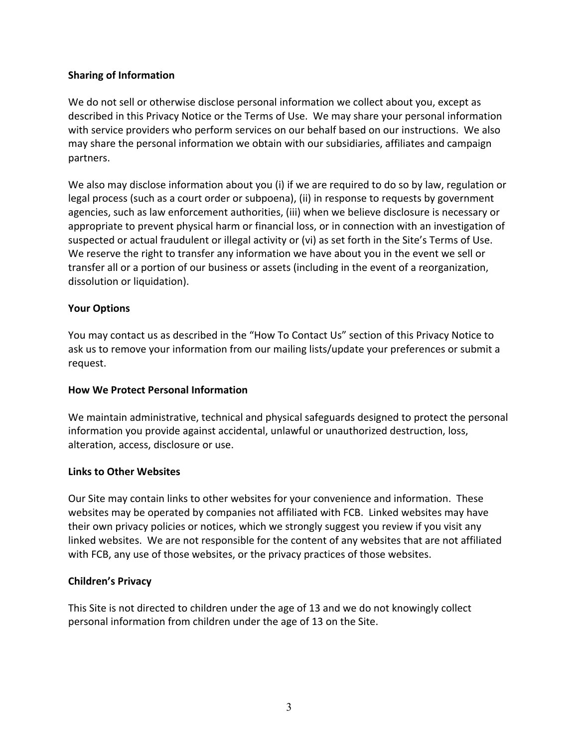**Sharing of Information**

We do not sell or otherwise disclose personal information we collect about you, except as described in this Privacy Notice or the Terms of Use. We may share your personal information with service providers who perform services on our behalf based on our instructions. We also may share the personal information we obtain with our subsidiaries, affiliates and campaign partners.

We also may disclose information about you (i) if we are required to do so by law, regulation or legal process (such as a court order or subpoena), (ii) in response to requests by government agencies, such as law enforcement authorities, (iii) when we believe disclosure is necessary or appropriate to prevent physical harm or financial loss, or in connection with an investigation of suspected or actual fraudulent or illegal activity or (vi) as set forth in the Site's Terms of Use. We reserve the right to transfer any information we have about you in the event we sell or transfer all or a portion of our business or assets (including in the event of a reorganization, dissolution or liquidation).

**Your Options**

You may contact us as described in the "How To Contact Us" section of this Privacy Notice to ask us to remove your information from our mailing lists/update your preferences or submit a request.

**How We Protect Personal Information**

We maintain administrative, technical and physical safeguards designed to protect the personal information you provide against accidental, unlawful or unauthorized destruction, loss, alteration, access, disclosure or use.

**Links to Other Websites**

Our Site may contain links to other websites for your convenience and information. These websites may be operated by companies not affiliated with FCB. Linked websites may have their own privacy policies or notices, which we strongly suggest you review if you visit any linked websites. We are not responsible for the content of any websites that are not affiliated with FCB, any use of those websites, or the privacy practices of those websites.

**Children's Privacy**

This Site is not directed to children under the age of 13 and we do not knowingly collect personal information from children under the age of 13 on the Site.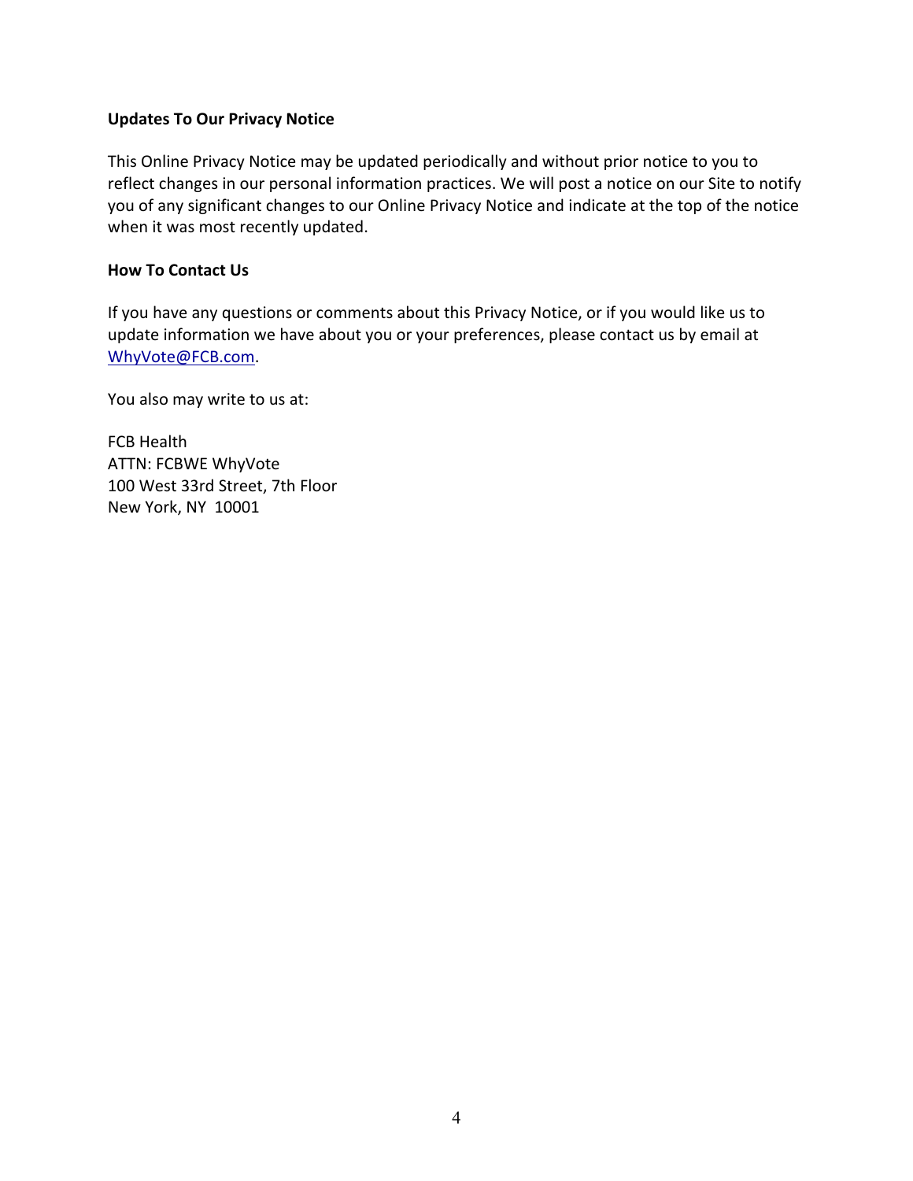## Updates To Our Privacy Notice

This Online Privacy Notice may be updated periodically and without prior notice to you to reflect changes in our personal information practices. We will post a notice on our Site to notify you of any significant changes to our Online Privacy Notice and indicate at the top of the notice when it was most recently updated.

## How To Contact Us

If you have any questions or comments about this Privacy Notice, or if you would like us to update information we have about you or your preferences, please contact us by email at WhyVote@FCB.com.

You also may write to us at:

FCB Health  
ATTN: FCBWE WhyVote  
100 West 33rd Street, 7th Floor  
New York, NY 10001